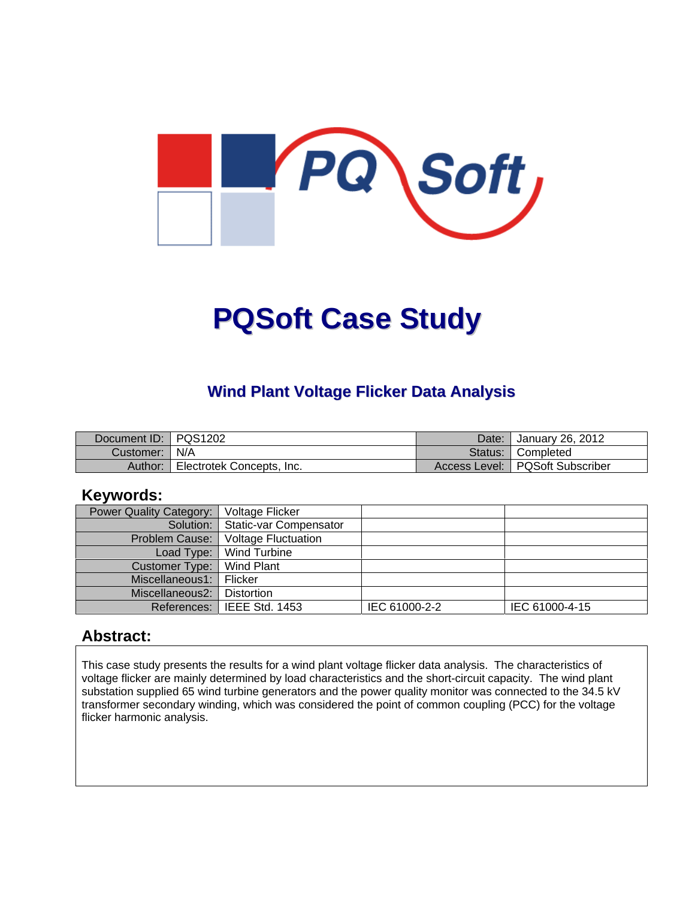# PQSoft Case Study

## Wind Plant Voltage Flicker Data Analysis

| Document ID: | PQS1202 | Date: | January 26, 2012 |
|---|---|---|---|
| Customer: | N/A | Status: | Completed |
| Author: | Electrotek Concepts, Inc. | Access Level: | PQSoft Subscriber |

## Keywords:

| Power Quality Category: | Voltage Flicker | | |
|---|---|---|---|
| Solution: | Static-var Compensator | | |
| Problem Cause: | Voltage Fluctuation | | |
| Load Type: | Wind Turbine | | |
| Customer Type: | Wind Plant | | |
| Miscellaneous1: | Flicker | | |
| Miscellaneous2: | Distortion | | |
| References: | IEEE Std. 1453 | IEC 61000-2-2 | IEC 61000-4-15 |

## Abstract:

This case study presents the results for a wind plant voltage flicker data analysis. The characteristics of voltage flicker are mainly determined by load characteristics and the short-circuit capacity. The wind plant substation supplied 65 wind turbine generators and the power quality monitor was connected to the 34.5 kV transformer secondary winding, which was considered the point of common coupling (PCC) for the voltage flicker harmonic analysis.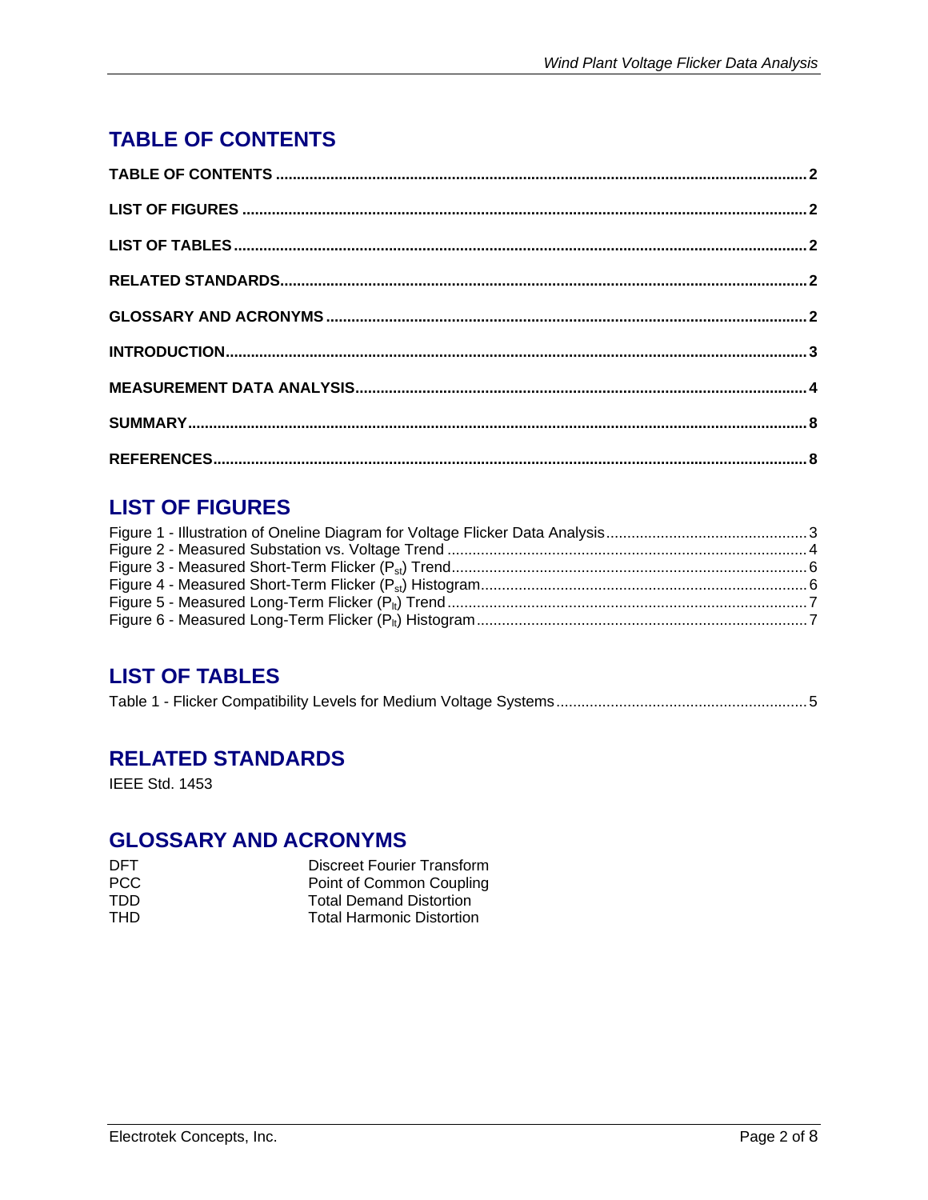# TABLE OF CONTENTS

**TABLE OF CONTENTS ....................................................................................................................... 2**

**LIST OF FIGURES ............................................................................................................................ 2**

**LIST OF TABLES .............................................................................................................................. 2**

**RELATED STANDARDS.................................................................................................................... 2**

**GLOSSARY AND ACRONYMS .......................................................................................................... 2**

**INTRODUCTION................................................................................................................................ 3**

**MEASUREMENT DATA ANALYSIS................................................................................................... 4**

**SUMMARY......................................................................................................................................... 8**

**REFERENCES................................................................................................................................... 8**

# LIST OF FIGURES

Figure 1 - Illustration of Oneline Diagram for Voltage Flicker Data Analysis ................................................ 3
Figure 2 - Measured Substation vs. Voltage Trend ..................................................................................... 4
Figure 3 - Measured Short-Term Flicker ($P_{st}$) Trend ..................................................................................... 6
Figure 4 - Measured Short-Term Flicker ($P_{st}$) Histogram ............................................................................. 6
Figure 5 - Measured Long-Term Flicker ($P_{lt}$) Trend ...................................................................................... 7
Figure 6 - Measured Long-Term Flicker ($P_{lt}$) Histogram .............................................................................. 7

# LIST OF TABLES

Table 1 - Flicker Compatibility Levels for Medium Voltage Systems ............................................................ 5

# RELATED STANDARDS

IEEE Std. 1453

# GLOSSARY AND ACRONYMS

| | |
|---|---|
| DFT | Discreet Fourier Transform |
| PCC | Point of Common Coupling |
| TDD | Total Demand Distortion |
| THD | Total Harmonic Distortion |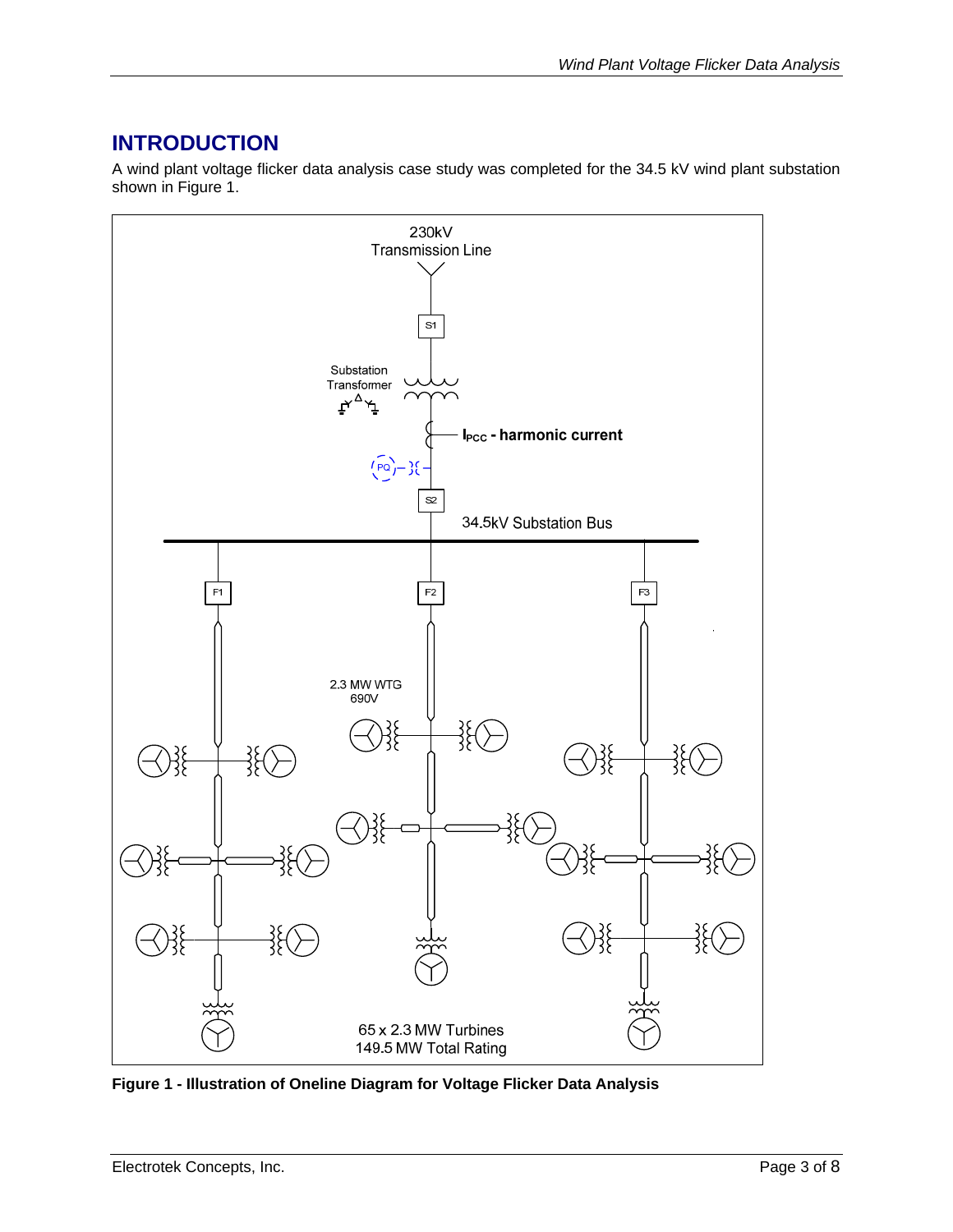## INTRODUCTION

A wind plant voltage flicker data analysis case study was completed for the 34.5 kV wind plant substation shown in Figure 1.

**Figure 1 - Illustration of Oneline Diagram for Voltage Flicker Data Analysis**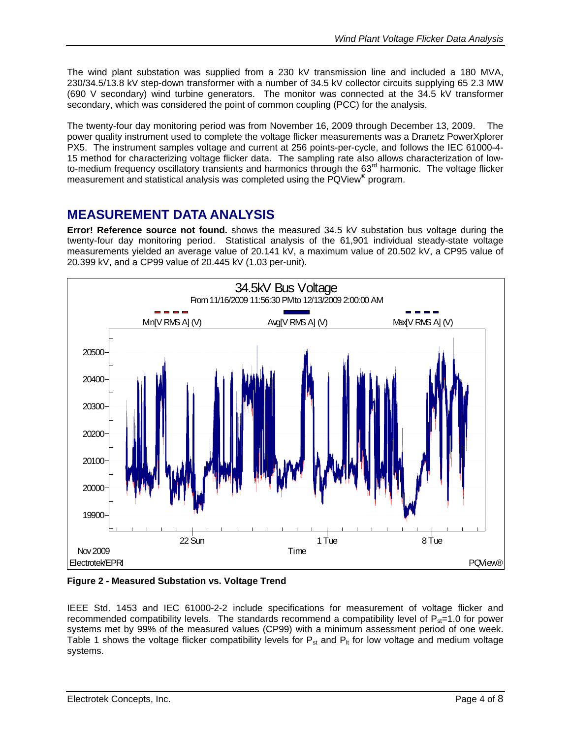The wind plant substation was supplied from a 230 kV transmission line and included a 180 MVA, 230/34.5/13.8 kV step-down transformer with a number of 34.5 kV collector circuits supplying 65 2.3 MW (690 V secondary) wind turbine generators. The monitor was connected at the 34.5 kV transformer secondary, which was considered the point of common coupling (PCC) for the analysis.

The twenty-four day monitoring period was from November 16, 2009 through December 13, 2009. The power quality instrument used to complete the voltage flicker measurements was a Dranetz PowerXplorer PX5. The instrument samples voltage and current at 256 points-per-cycle, and follows the IEC 61000-4-15 method for characterizing voltage flicker data. The sampling rate also allows characterization of low-to-medium frequency oscillatory transients and harmonics through the 63rd harmonic. The voltage flicker measurement and statistical analysis was completed using the PQView® program.

## MEASUREMENT DATA ANALYSIS

**Error! Reference source not found.** shows the measured 34.5 kV substation bus voltage during the twenty-four day monitoring period. Statistical analysis of the 61,901 individual steady-state voltage measurements yielded an average value of 20.141 kV, a maximum value of 20.502 kV, a CP95 value of 20.399 kV, and a CP99 value of 20.445 kV (1.03 per-unit).

**Figure 2 - Measured Substation vs. Voltage Trend**

IEEE Std. 1453 and IEC 61000-2-2 include specifications for measurement of voltage flicker and recommended compatibility levels. The standards recommend a compatibility level of $P_{st}$=1.0 for power systems met by 99% of the measured values (CP99) with a minimum assessment period of one week. Table 1 shows the voltage flicker compatibility levels for $P_{st}$ and $P_{lt}$ for low voltage and medium voltage systems.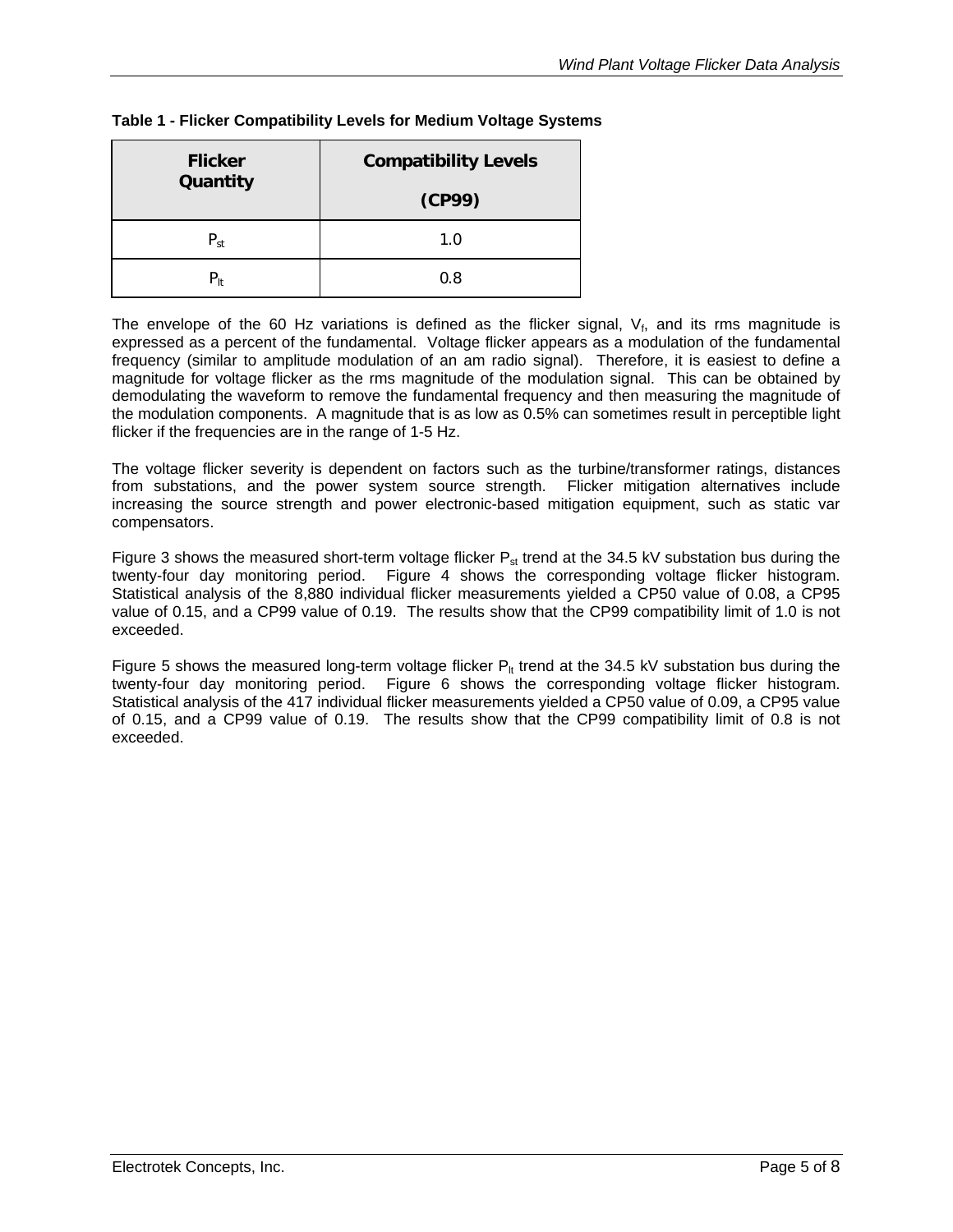**Table 1 - Flicker Compatibility Levels for Medium Voltage Systems**

| Flicker Quantity | Compatibility Levels (CP99) |
|---|---|
| $P_{st}$ | 1.0 |
| $P_{lt}$ | 0.8 |

The envelope of the 60 Hz variations is defined as the flicker signal, $V_f$, and its rms magnitude is expressed as a percent of the fundamental. Voltage flicker appears as a modulation of the fundamental frequency (similar to amplitude modulation of an am radio signal). Therefore, it is easiest to define a magnitude for voltage flicker as the rms magnitude of the modulation signal. This can be obtained by demodulating the waveform to remove the fundamental frequency and then measuring the magnitude of the modulation components. A magnitude that is as low as 0.5% can sometimes result in perceptible light flicker if the frequencies are in the range of 1-5 Hz.

The voltage flicker severity is dependent on factors such as the turbine/transformer ratings, distances from substations, and the power system source strength. Flicker mitigation alternatives include increasing the source strength and power electronic-based mitigation equipment, such as static var compensators.

Figure 3 shows the measured short-term voltage flicker $P_{st}$ trend at the 34.5 kV substation bus during the twenty-four day monitoring period. Figure 4 shows the corresponding voltage flicker histogram. Statistical analysis of the 8,880 individual flicker measurements yielded a CP50 value of 0.08, a CP95 value of 0.15, and a CP99 value of 0.19. The results show that the CP99 compatibility limit of 1.0 is not exceeded.

Figure 5 shows the measured long-term voltage flicker $P_{lt}$ trend at the 34.5 kV substation bus during the twenty-four day monitoring period. Figure 6 shows the corresponding voltage flicker histogram. Statistical analysis of the 417 individual flicker measurements yielded a CP50 value of 0.09, a CP95 value of 0.15, and a CP99 value of 0.19. The results show that the CP99 compatibility limit of 0.8 is not exceeded.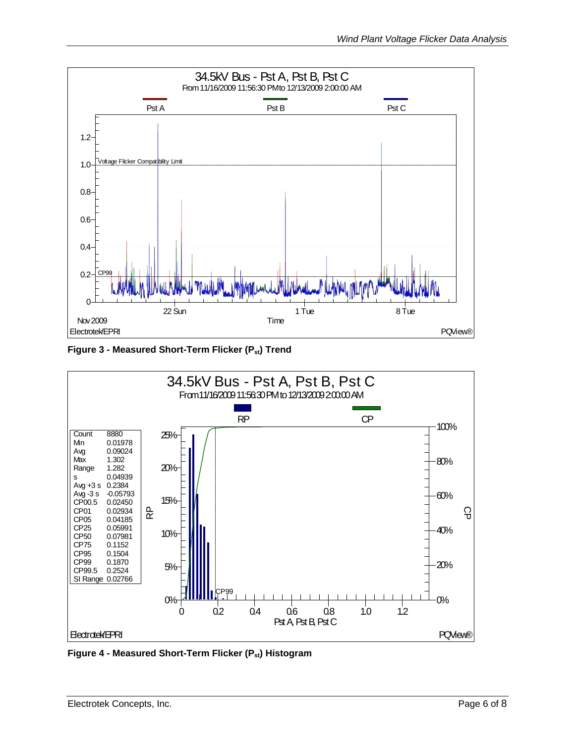Figure 3 - Measured Short-Term Flicker ($P_{st}$) Trend

Figure 4 - Measured Short-Term Flicker ($P_{st}$) Histogram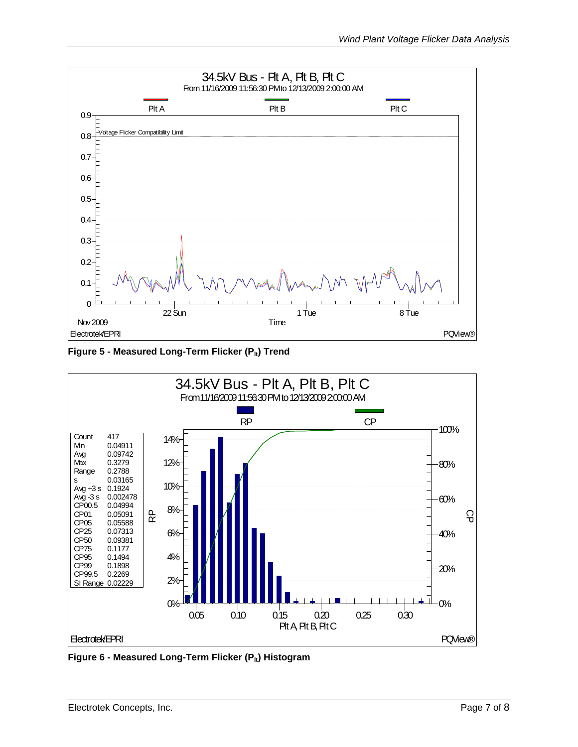**Figure 5 - Measured Long-Term Flicker ($P_{lt}$) Trend**

**Figure 6 - Measured Long-Term Flicker ($P_{lt}$) Histogram**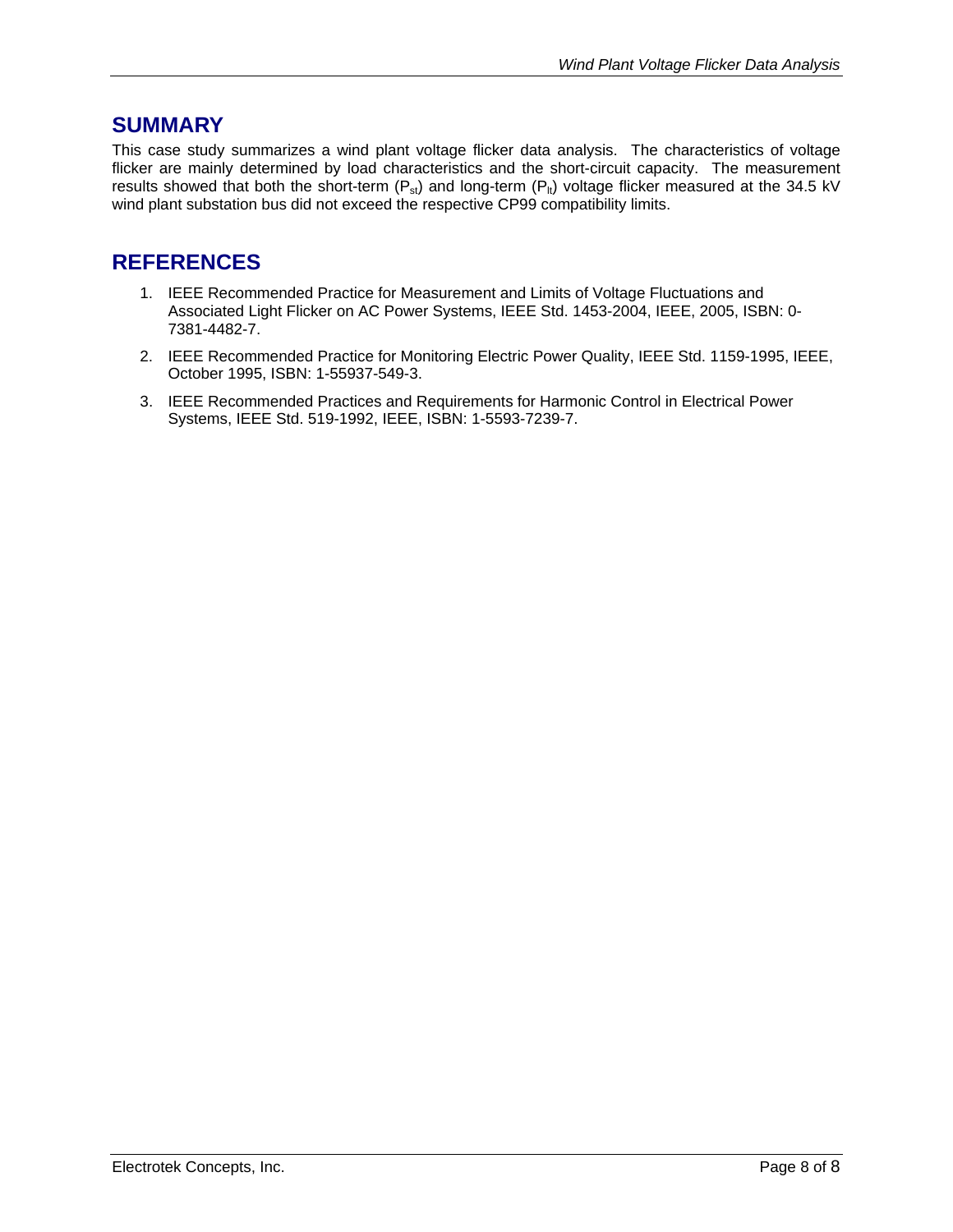## SUMMARY

This case study summarizes a wind plant voltage flicker data analysis. The characteristics of voltage flicker are mainly determined by load characteristics and the short-circuit capacity. The measurement results showed that both the short-term ($P_{st}$) and long-term ($P_{lt}$) voltage flicker measured at the 34.5 kV wind plant substation bus did not exceed the respective CP99 compatibility limits.

## REFERENCES

1. IEEE Recommended Practice for Measurement and Limits of Voltage Fluctuations and Associated Light Flicker on AC Power Systems, IEEE Std. 1453-2004, IEEE, 2005, ISBN: 0-7381-4482-7.
2. IEEE Recommended Practice for Monitoring Electric Power Quality, IEEE Std. 1159-1995, IEEE, October 1995, ISBN: 1-55937-549-3.
3. IEEE Recommended Practices and Requirements for Harmonic Control in Electrical Power Systems, IEEE Std. 519-1992, IEEE, ISBN: 1-5593-7239-7.